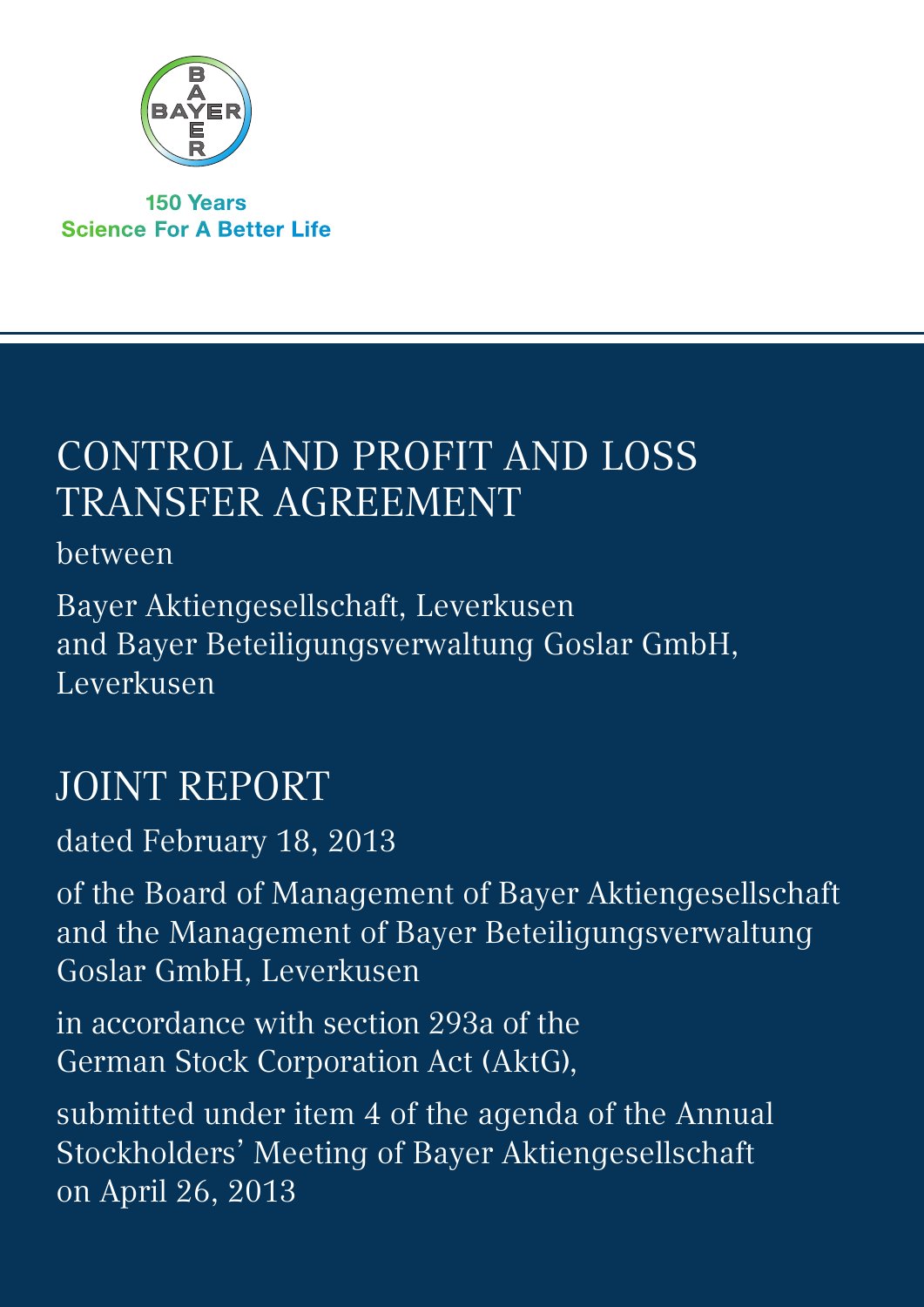150 Years
Science For A Better Life

# CONTROL AND PROFIT AND LOSS TRANSFER AGREEMENT

between

Bayer Aktiengesellschaft, Leverkusen
and Bayer Beteiligungsverwaltung Goslar GmbH, Leverkusen

# JOINT REPORT

dated February 18, 2013

of the Board of Management of Bayer Aktiengesellschaft and the Management of Bayer Beteiligungsverwaltung Goslar GmbH, Leverkusen

in accordance with section 293a of the German Stock Corporation Act (AktG),

submitted under item 4 of the agenda of the Annual Stockholders' Meeting of Bayer Aktiengesellschaft on April 26, 2013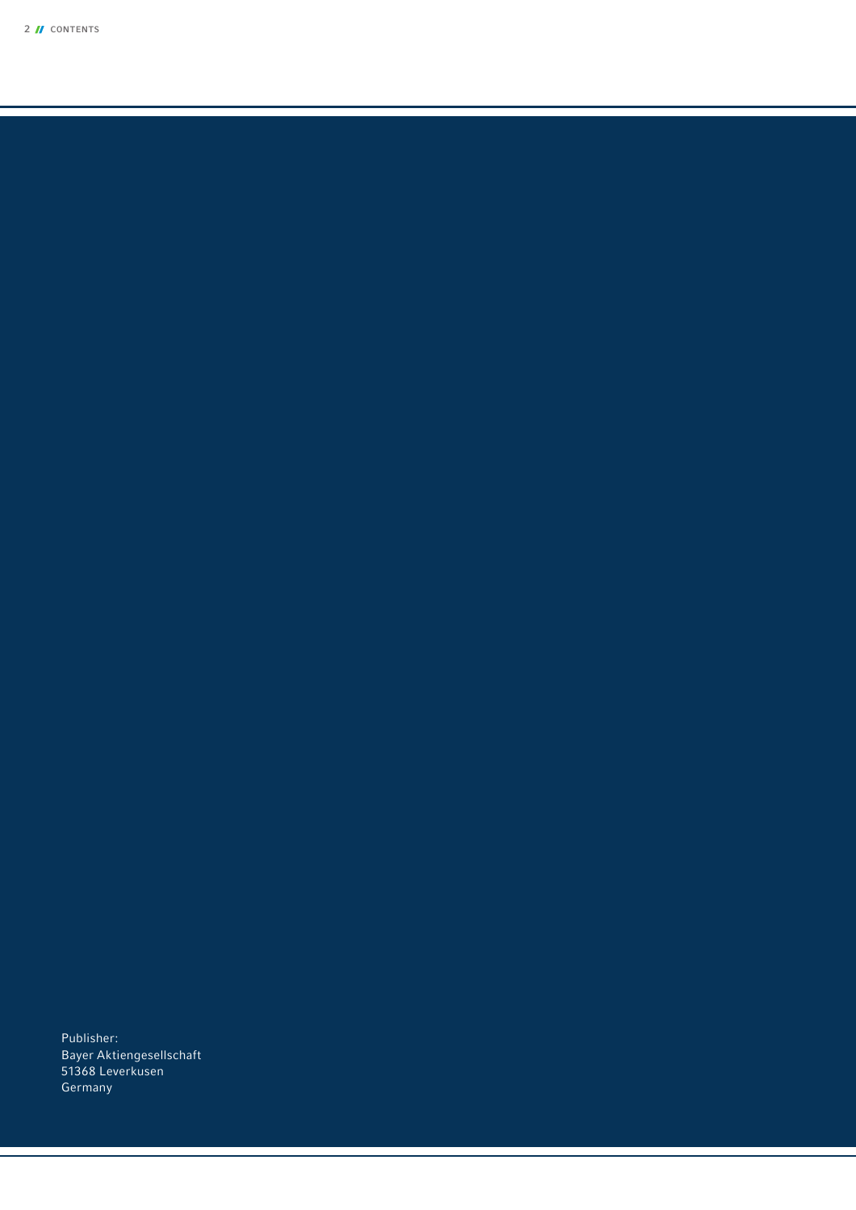Publisher:
Bayer Aktiengesellschaft
51368 Leverkusen
Germany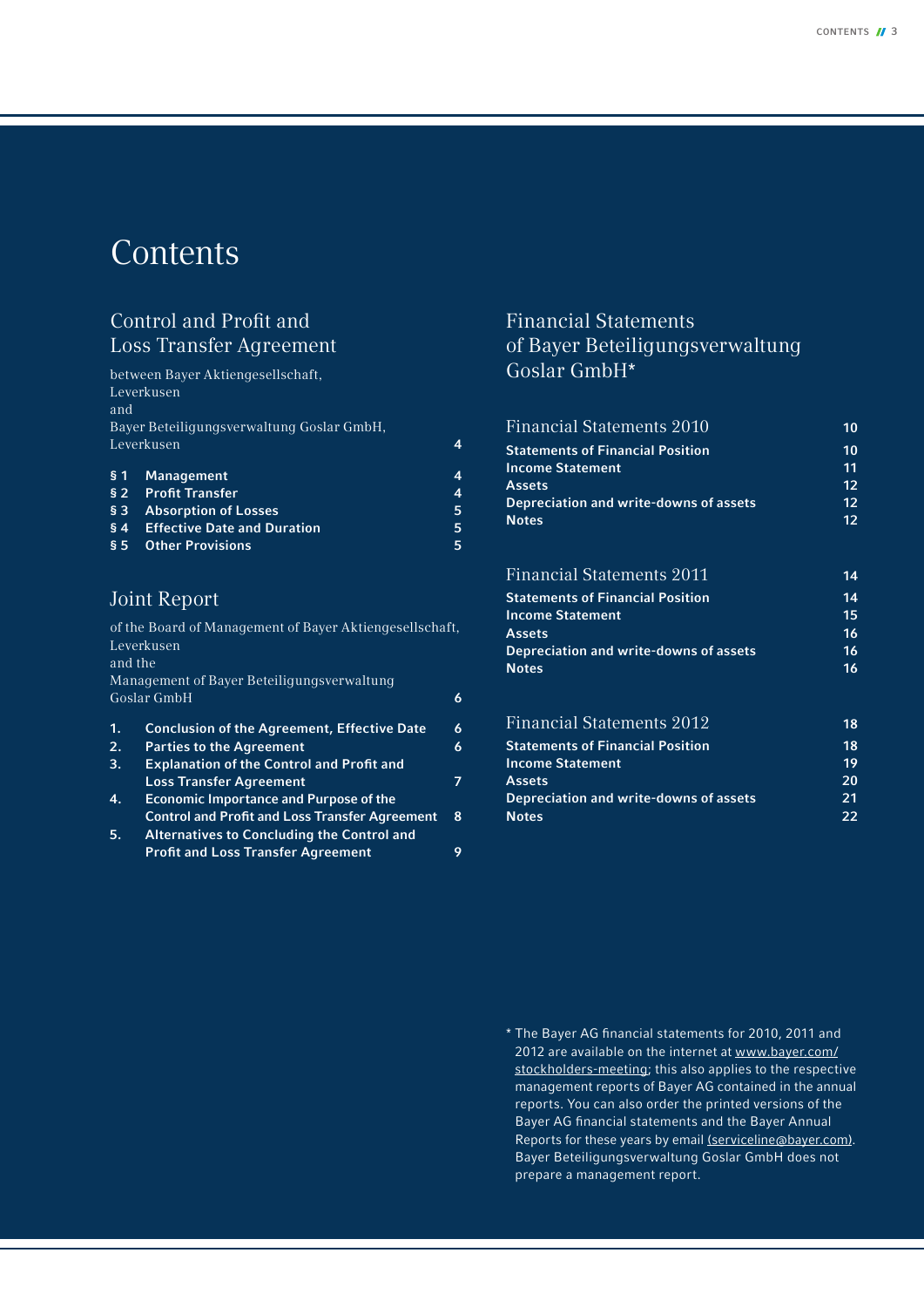# Contents

## Control and Profit and Loss Transfer Agreement

between Bayer Aktiengesellschaft, Leverkusen
and
Bayer Beteiligungsverwaltung Goslar GmbH, Leverkusen — 4

| | | |
|---|---|---|
| **§ 1** | **Management** | **4** |
| **§ 2** | **Profit Transfer** | **4** |
| **§ 3** | **Absorption of Losses** | **5** |
| **§ 4** | **Effective Date and Duration** | **5** |
| **§ 5** | **Other Provisions** | **5** |

## Joint Report

of the Board of Management of Bayer Aktiengesellschaft, Leverkusen
and the
Management of Bayer Beteiligungsverwaltung Goslar GmbH — 6

| | | |
|---|---|---|
| **1.** | **Conclusion of the Agreement, Effective Date** | **6** |
| **2.** | **Parties to the Agreement** | **6** |
| **3.** | **Explanation of the Control and Profit and Loss Transfer Agreement** | **7** |
| **4.** | **Economic Importance and Purpose of the Control and Profit and Loss Transfer Agreement** | **8** |
| **5.** | **Alternatives to Concluding the Control and Profit and Loss Transfer Agreement** | **9** |

## Financial Statements of Bayer Beteiligungsverwaltung Goslar GmbH*

| | |
|---|---|
| Financial Statements 2010 | **10** |
| **Statements of Financial Position** | **10** |
| **Income Statement** | **11** |
| **Assets** | **12** |
| **Depreciation and write-downs of assets** | **12** |
| **Notes** | **12** |

| | |
|---|---|
| Financial Statements 2011 | **14** |
| **Statements of Financial Position** | **14** |
| **Income Statement** | **15** |
| **Assets** | **16** |
| **Depreciation and write-downs of assets** | **16** |
| **Notes** | **16** |

| | |
|---|---|
| Financial Statements 2012 | **18** |
| **Statements of Financial Position** | **18** |
| **Income Statement** | **19** |
| **Assets** | **20** |
| **Depreciation and write-downs of assets** | **21** |
| **Notes** | **22** |

\* The Bayer AG financial statements for 2010, 2011 and 2012 are available on the internet at www.bayer.com/stockholders-meeting; this also applies to the respective management reports of Bayer AG contained in the annual reports. You can also order the printed versions of the Bayer AG financial statements and the Bayer Annual Reports for these years by email (serviceline@bayer.com). Bayer Beteiligungsverwaltung Goslar GmbH does not prepare a management report.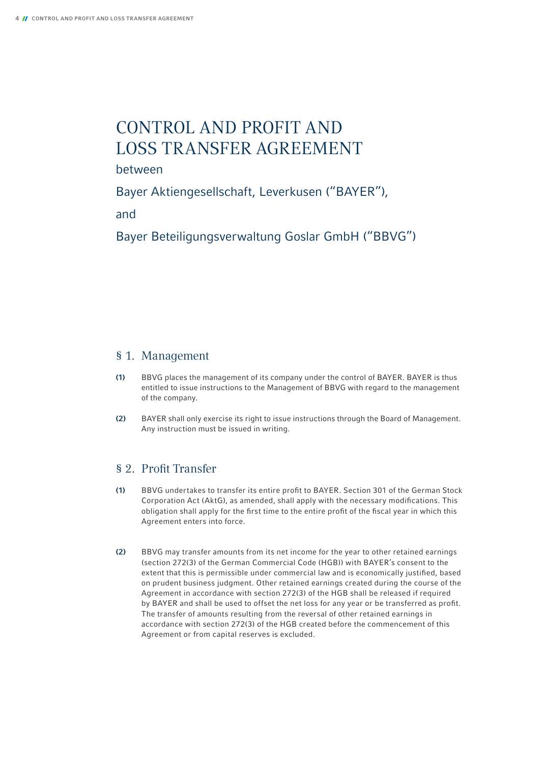# CONTROL AND PROFIT AND LOSS TRANSFER AGREEMENT

between

Bayer Aktiengesellschaft, Leverkusen ("BAYER"),

and

Bayer Beteiligungsverwaltung Goslar GmbH ("BBVG")

## § 1. Management

**(1)** BBVG places the management of its company under the control of BAYER. BAYER is thus entitled to issue instructions to the Management of BBVG with regard to the management of the company.

**(2)** BAYER shall only exercise its right to issue instructions through the Board of Management. Any instruction must be issued in writing.

## § 2. Profit Transfer

**(1)** BBVG undertakes to transfer its entire profit to BAYER. Section 301 of the German Stock Corporation Act (AktG), as amended, shall apply with the necessary modifications. This obligation shall apply for the first time to the entire profit of the fiscal year in which this Agreement enters into force.

**(2)** BBVG may transfer amounts from its net income for the year to other retained earnings (section 272(3) of the German Commercial Code (HGB)) with BAYER's consent to the extent that this is permissible under commercial law and is economically justified, based on prudent business judgment. Other retained earnings created during the course of the Agreement in accordance with section 272(3) of the HGB shall be released if required by BAYER and shall be used to offset the net loss for any year or be transferred as profit. The transfer of amounts resulting from the reversal of other retained earnings in accordance with section 272(3) of the HGB created before the commencement of this Agreement or from capital reserves is excluded.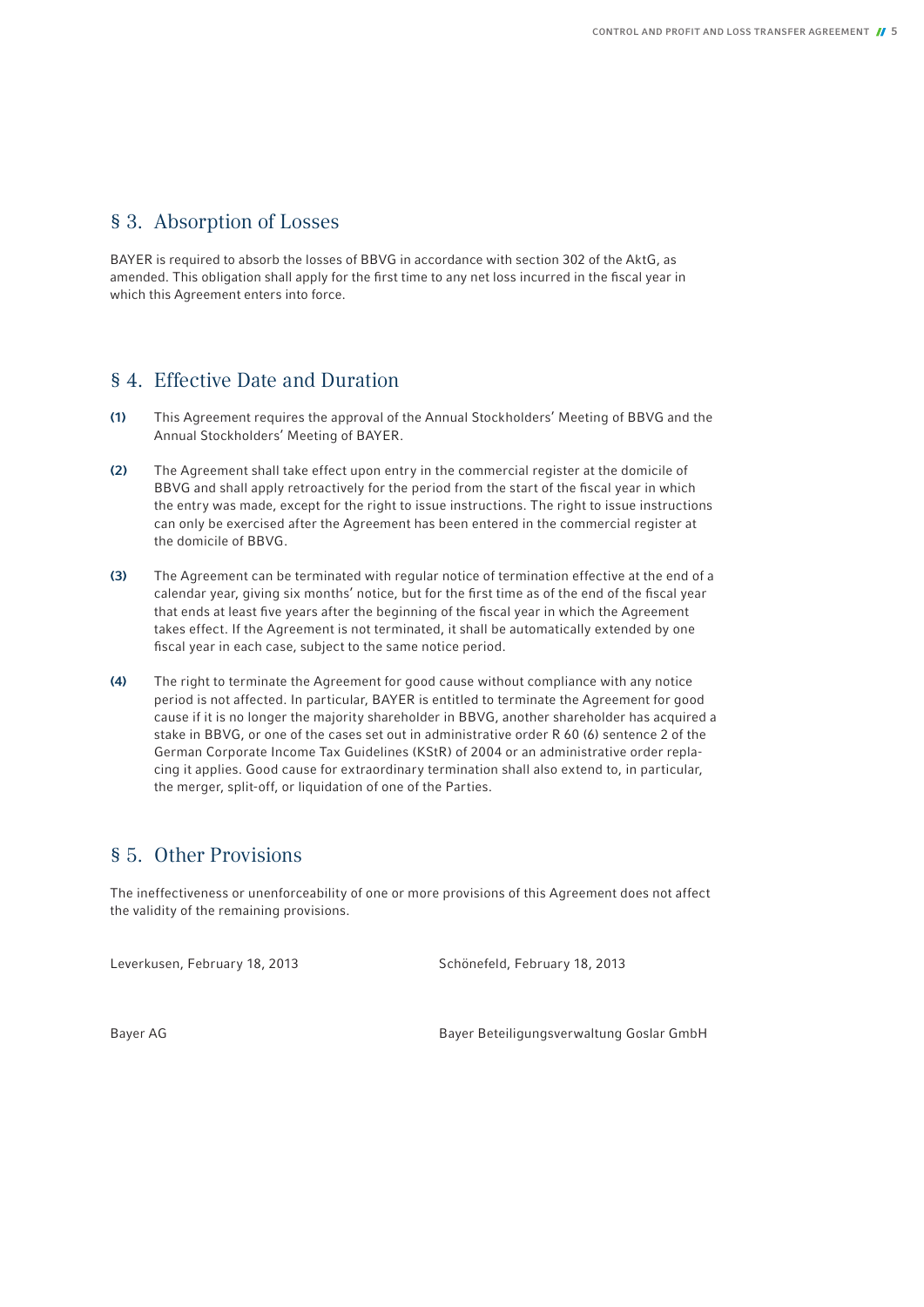## § 3. Absorption of Losses

BAYER is required to absorb the losses of BBVG in accordance with section 302 of the AktG, as amended. This obligation shall apply for the first time to any net loss incurred in the fiscal year in which this Agreement enters into force.

## § 4. Effective Date and Duration

**(1)** This Agreement requires the approval of the Annual Stockholders' Meeting of BBVG and the Annual Stockholders' Meeting of BAYER.

**(2)** The Agreement shall take effect upon entry in the commercial register at the domicile of BBVG and shall apply retroactively for the period from the start of the fiscal year in which the entry was made, except for the right to issue instructions. The right to issue instructions can only be exercised after the Agreement has been entered in the commercial register at the domicile of BBVG.

**(3)** The Agreement can be terminated with regular notice of termination effective at the end of a calendar year, giving six months' notice, but for the first time as of the end of the fiscal year that ends at least five years after the beginning of the fiscal year in which the Agreement takes effect. If the Agreement is not terminated, it shall be automatically extended by one fiscal year in each case, subject to the same notice period.

**(4)** The right to terminate the Agreement for good cause without compliance with any notice period is not affected. In particular, BAYER is entitled to terminate the Agreement for good cause if it is no longer the majority shareholder in BBVG, another shareholder has acquired a stake in BBVG, or one of the cases set out in administrative order R 60 (6) sentence 2 of the German Corporate Income Tax Guidelines (KStR) of 2004 or an administrative order replacing it applies. Good cause for extraordinary termination shall also extend to, in particular, the merger, split-off, or liquidation of one of the Parties.

## § 5. Other Provisions

The ineffectiveness or unenforceability of one or more provisions of this Agreement does not affect the validity of the remaining provisions.

Leverkusen, February 18, 2013

Schönefeld, February 18, 2013

Bayer AG

Bayer Beteiligungsverwaltung Goslar GmbH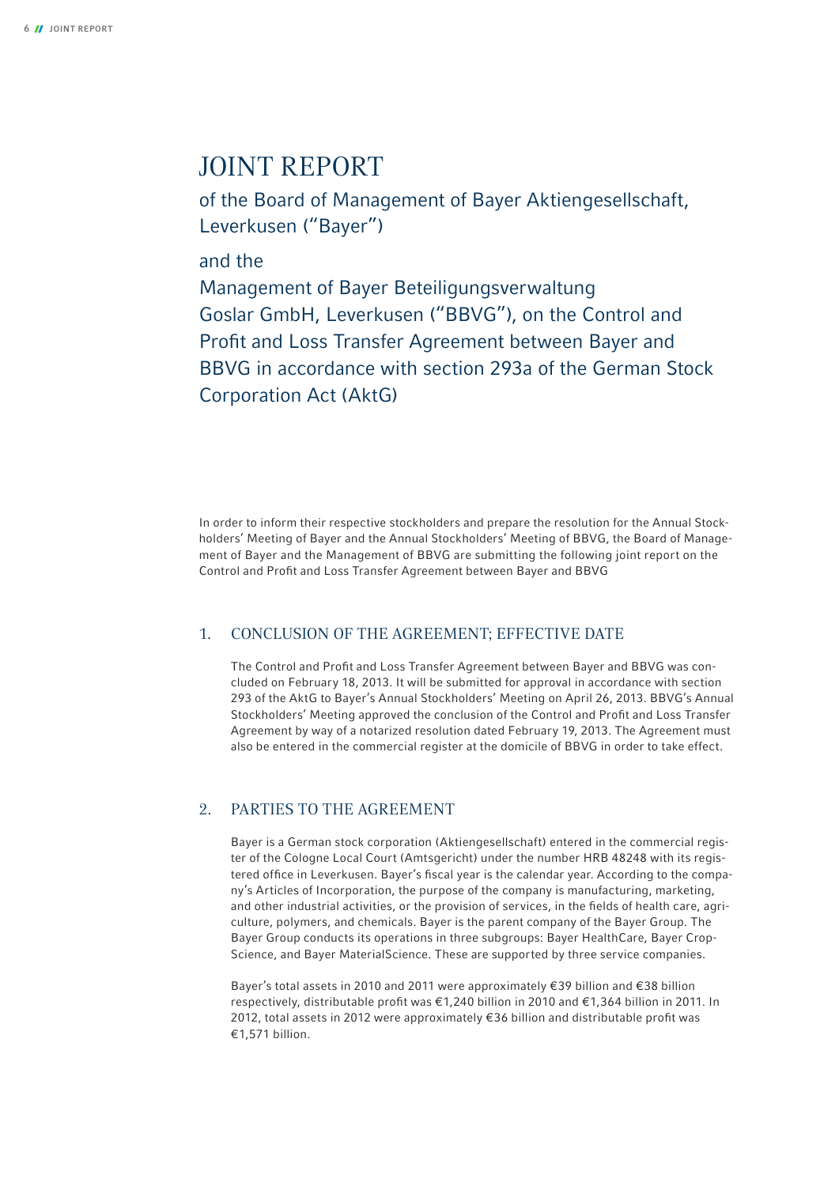# JOINT REPORT

of the Board of Management of Bayer Aktiengesellschaft, Leverkusen ("Bayer")

and the

Management of Bayer Beteiligungsverwaltung Goslar GmbH, Leverkusen ("BBVG"), on the Control and Profit and Loss Transfer Agreement between Bayer and BBVG in accordance with section 293a of the German Stock Corporation Act (AktG)

In order to inform their respective stockholders and prepare the resolution for the Annual Stockholders' Meeting of Bayer and the Annual Stockholders' Meeting of BBVG, the Board of Management of Bayer and the Management of BBVG are submitting the following joint report on the Control and Profit and Loss Transfer Agreement between Bayer and BBVG

## 1. CONCLUSION OF THE AGREEMENT; EFFECTIVE DATE

The Control and Profit and Loss Transfer Agreement between Bayer and BBVG was concluded on February 18, 2013. It will be submitted for approval in accordance with section 293 of the AktG to Bayer's Annual Stockholders' Meeting on April 26, 2013. BBVG's Annual Stockholders' Meeting approved the conclusion of the Control and Profit and Loss Transfer Agreement by way of a notarized resolution dated February 19, 2013. The Agreement must also be entered in the commercial register at the domicile of BBVG in order to take effect.

## 2. PARTIES TO THE AGREEMENT

Bayer is a German stock corporation (Aktiengesellschaft) entered in the commercial register of the Cologne Local Court (Amtsgericht) under the number HRB 48248 with its registered office in Leverkusen. Bayer's fiscal year is the calendar year. According to the company's Articles of Incorporation, the purpose of the company is manufacturing, marketing, and other industrial activities, or the provision of services, in the fields of health care, agriculture, polymers, and chemicals. Bayer is the parent company of the Bayer Group. The Bayer Group conducts its operations in three subgroups: Bayer HealthCare, Bayer CropScience, and Bayer MaterialScience. These are supported by three service companies.

Bayer's total assets in 2010 and 2011 were approximately €39 billion and €38 billion respectively, distributable profit was €1,240 billion in 2010 and €1,364 billion in 2011. In 2012, total assets in 2012 were approximately €36 billion and distributable profit was €1,571 billion.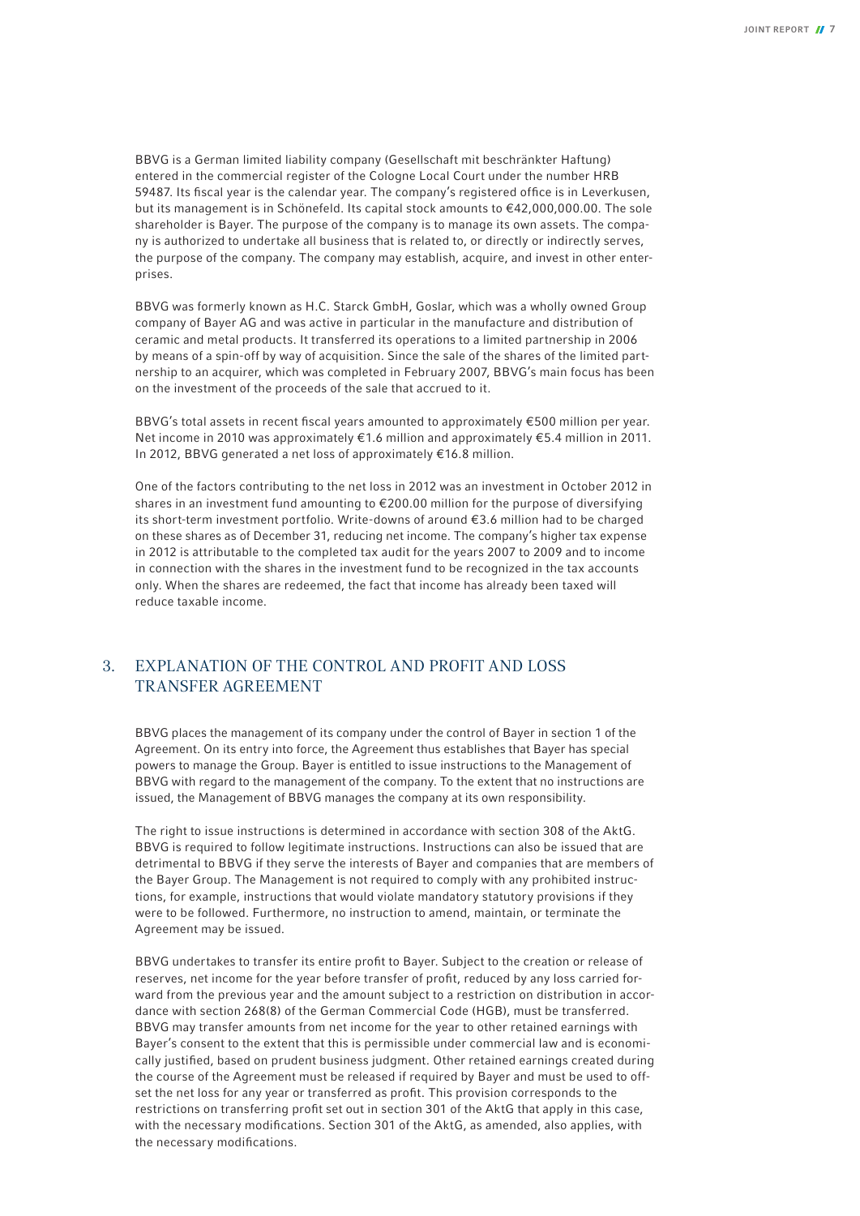BBVG is a German limited liability company (Gesellschaft mit beschränkter Haftung) entered in the commercial register of the Cologne Local Court under the number HRB 59487. Its fiscal year is the calendar year. The company's registered office is in Leverkusen, but its management is in Schönefeld. Its capital stock amounts to €42,000,000.00. The sole shareholder is Bayer. The purpose of the company is to manage its own assets. The company is authorized to undertake all business that is related to, or directly or indirectly serves, the purpose of the company. The company may establish, acquire, and invest in other enterprises.

BBVG was formerly known as H.C. Starck GmbH, Goslar, which was a wholly owned Group company of Bayer AG and was active in particular in the manufacture and distribution of ceramic and metal products. It transferred its operations to a limited partnership in 2006 by means of a spin-off by way of acquisition. Since the sale of the shares of the limited partnership to an acquirer, which was completed in February 2007, BBVG's main focus has been on the investment of the proceeds of the sale that accrued to it.

BBVG's total assets in recent fiscal years amounted to approximately €500 million per year. Net income in 2010 was approximately €1.6 million and approximately €5.4 million in 2011. In 2012, BBVG generated a net loss of approximately €16.8 million.

One of the factors contributing to the net loss in 2012 was an investment in October 2012 in shares in an investment fund amounting to €200.00 million for the purpose of diversifying its short-term investment portfolio. Write-downs of around €3.6 million had to be charged on these shares as of December 31, reducing net income. The company's higher tax expense in 2012 is attributable to the completed tax audit for the years 2007 to 2009 and to income in connection with the shares in the investment fund to be recognized in the tax accounts only. When the shares are redeemed, the fact that income has already been taxed will reduce taxable income.

## 3. EXPLANATION OF THE CONTROL AND PROFIT AND LOSS TRANSFER AGREEMENT

BBVG places the management of its company under the control of Bayer in section 1 of the Agreement. On its entry into force, the Agreement thus establishes that Bayer has special powers to manage the Group. Bayer is entitled to issue instructions to the Management of BBVG with regard to the management of the company. To the extent that no instructions are issued, the Management of BBVG manages the company at its own responsibility.

The right to issue instructions is determined in accordance with section 308 of the AktG. BBVG is required to follow legitimate instructions. Instructions can also be issued that are detrimental to BBVG if they serve the interests of Bayer and companies that are members of the Bayer Group. The Management is not required to comply with any prohibited instructions, for example, instructions that would violate mandatory statutory provisions if they were to be followed. Furthermore, no instruction to amend, maintain, or terminate the Agreement may be issued.

BBVG undertakes to transfer its entire profit to Bayer. Subject to the creation or release of reserves, net income for the year before transfer of profit, reduced by any loss carried forward from the previous year and the amount subject to a restriction on distribution in accordance with section 268(8) of the German Commercial Code (HGB), must be transferred. BBVG may transfer amounts from net income for the year to other retained earnings with Bayer's consent to the extent that this is permissible under commercial law and is economically justified, based on prudent business judgment. Other retained earnings created during the course of the Agreement must be released if required by Bayer and must be used to offset the net loss for any year or transferred as profit. This provision corresponds to the restrictions on transferring profit set out in section 301 of the AktG that apply in this case, with the necessary modifications. Section 301 of the AktG, as amended, also applies, with the necessary modifications.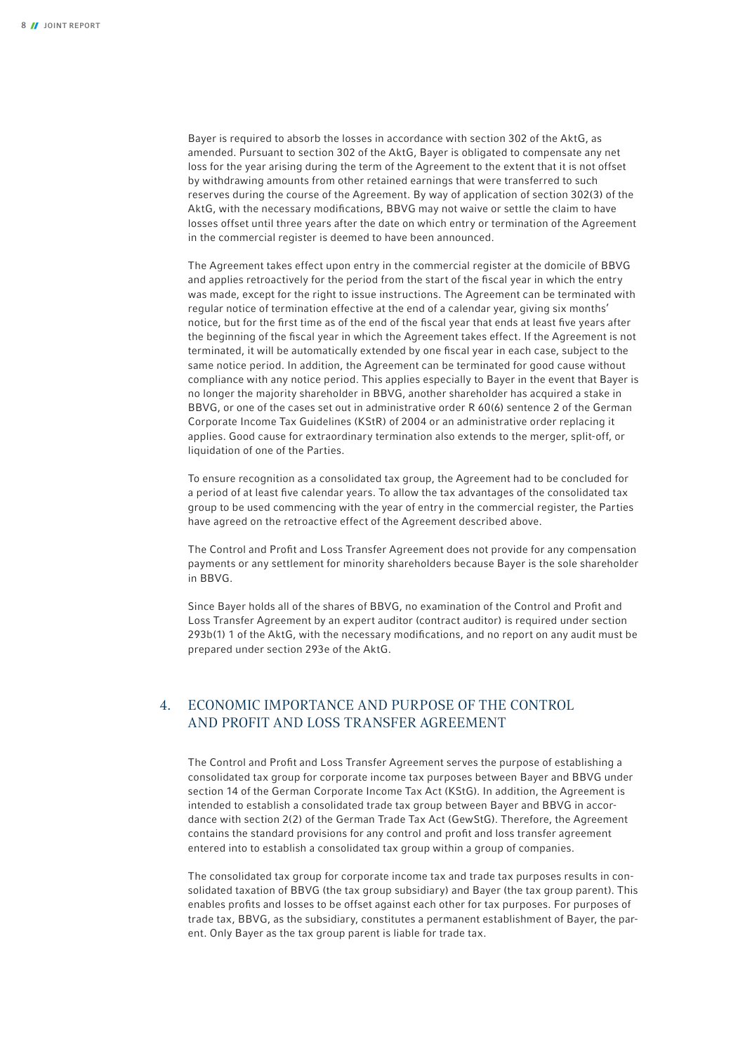Bayer is required to absorb the losses in accordance with section 302 of the AktG, as amended. Pursuant to section 302 of the AktG, Bayer is obligated to compensate any net loss for the year arising during the term of the Agreement to the extent that it is not offset by withdrawing amounts from other retained earnings that were transferred to such reserves during the course of the Agreement. By way of application of section 302(3) of the AktG, with the necessary modifications, BBVG may not waive or settle the claim to have losses offset until three years after the date on which entry or termination of the Agreement in the commercial register is deemed to have been announced.

The Agreement takes effect upon entry in the commercial register at the domicile of BBVG and applies retroactively for the period from the start of the fiscal year in which the entry was made, except for the right to issue instructions. The Agreement can be terminated with regular notice of termination effective at the end of a calendar year, giving six months' notice, but for the first time as of the end of the fiscal year that ends at least five years after the beginning of the fiscal year in which the Agreement takes effect. If the Agreement is not terminated, it will be automatically extended by one fiscal year in each case, subject to the same notice period. In addition, the Agreement can be terminated for good cause without compliance with any notice period. This applies especially to Bayer in the event that Bayer is no longer the majority shareholder in BBVG, another shareholder has acquired a stake in BBVG, or one of the cases set out in administrative order R 60(6) sentence 2 of the German Corporate Income Tax Guidelines (KStR) of 2004 or an administrative order replacing it applies. Good cause for extraordinary termination also extends to the merger, split-off, or liquidation of one of the Parties.

To ensure recognition as a consolidated tax group, the Agreement had to be concluded for a period of at least five calendar years. To allow the tax advantages of the consolidated tax group to be used commencing with the year of entry in the commercial register, the Parties have agreed on the retroactive effect of the Agreement described above.

The Control and Profit and Loss Transfer Agreement does not provide for any compensation payments or any settlement for minority shareholders because Bayer is the sole shareholder in BBVG.

Since Bayer holds all of the shares of BBVG, no examination of the Control and Profit and Loss Transfer Agreement by an expert auditor (contract auditor) is required under section 293b(1) 1 of the AktG, with the necessary modifications, and no report on any audit must be prepared under section 293e of the AktG.

## 4. ECONOMIC IMPORTANCE AND PURPOSE OF THE CONTROL AND PROFIT AND LOSS TRANSFER AGREEMENT

The Control and Profit and Loss Transfer Agreement serves the purpose of establishing a consolidated tax group for corporate income tax purposes between Bayer and BBVG under section 14 of the German Corporate Income Tax Act (KStG). In addition, the Agreement is intended to establish a consolidated trade tax group between Bayer and BBVG in accordance with section 2(2) of the German Trade Tax Act (GewStG). Therefore, the Agreement contains the standard provisions for any control and profit and loss transfer agreement entered into to establish a consolidated tax group within a group of companies.

The consolidated tax group for corporate income tax and trade tax purposes results in consolidated taxation of BBVG (the tax group subsidiary) and Bayer (the tax group parent). This enables profits and losses to be offset against each other for tax purposes. For purposes of trade tax, BBVG, as the subsidiary, constitutes a permanent establishment of Bayer, the parent. Only Bayer as the tax group parent is liable for trade tax.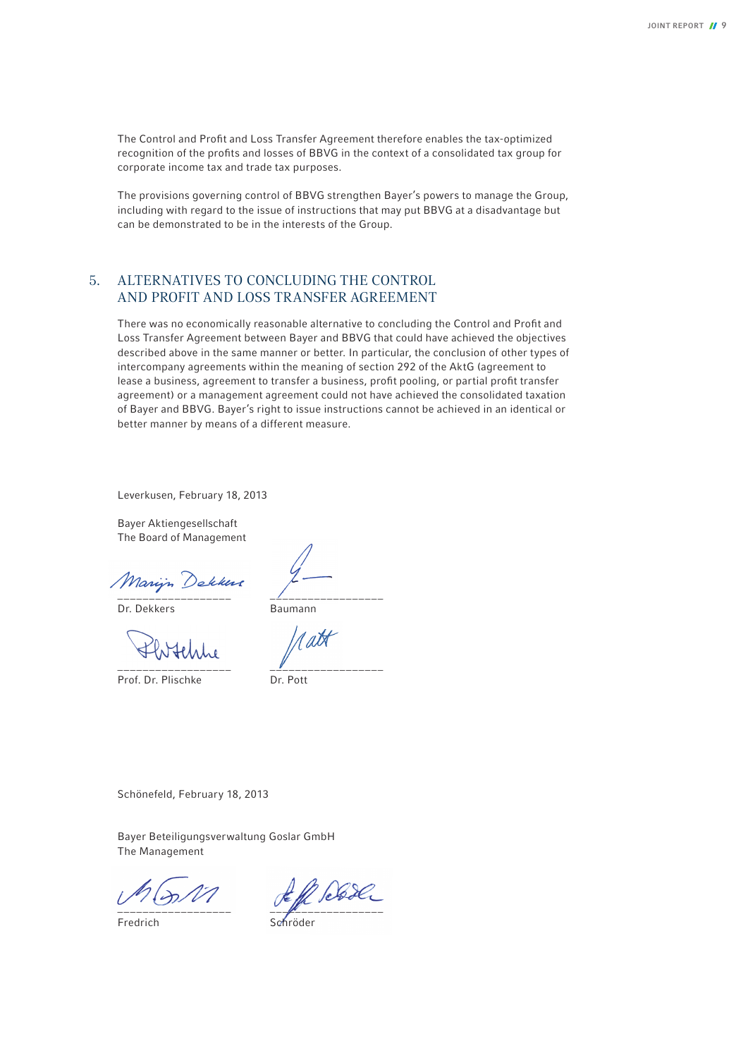The Control and Profit and Loss Transfer Agreement therefore enables the tax-optimized recognition of the profits and losses of BBVG in the context of a consolidated tax group for corporate income tax and trade tax purposes.

The provisions governing control of BBVG strengthen Bayer's powers to manage the Group, including with regard to the issue of instructions that may put BBVG at a disadvantage but can be demonstrated to be in the interests of the Group.

## 5. ALTERNATIVES TO CONCLUDING THE CONTROL AND PROFIT AND LOSS TRANSFER AGREEMENT

There was no economically reasonable alternative to concluding the Control and Profit and Loss Transfer Agreement between Bayer and BBVG that could have achieved the objectives described above in the same manner or better. In particular, the conclusion of other types of intercompany agreements within the meaning of section 292 of the AktG (agreement to lease a business, agreement to transfer a business, profit pooling, or partial profit transfer agreement) or a management agreement could not have achieved the consolidated taxation of Bayer and BBVG. Bayer's right to issue instructions cannot be achieved in an identical or better manner by means of a different measure.

Leverkusen, February 18, 2013

Bayer Aktiengesellschaft
The Board of Management

Dr. Dekkers

Baumann

Prof. Dr. Plischke

Dr. Pott

Schönefeld, February 18, 2013

Bayer Beteiligungsverwaltung Goslar GmbH
The Management

Fredrich

Schröder